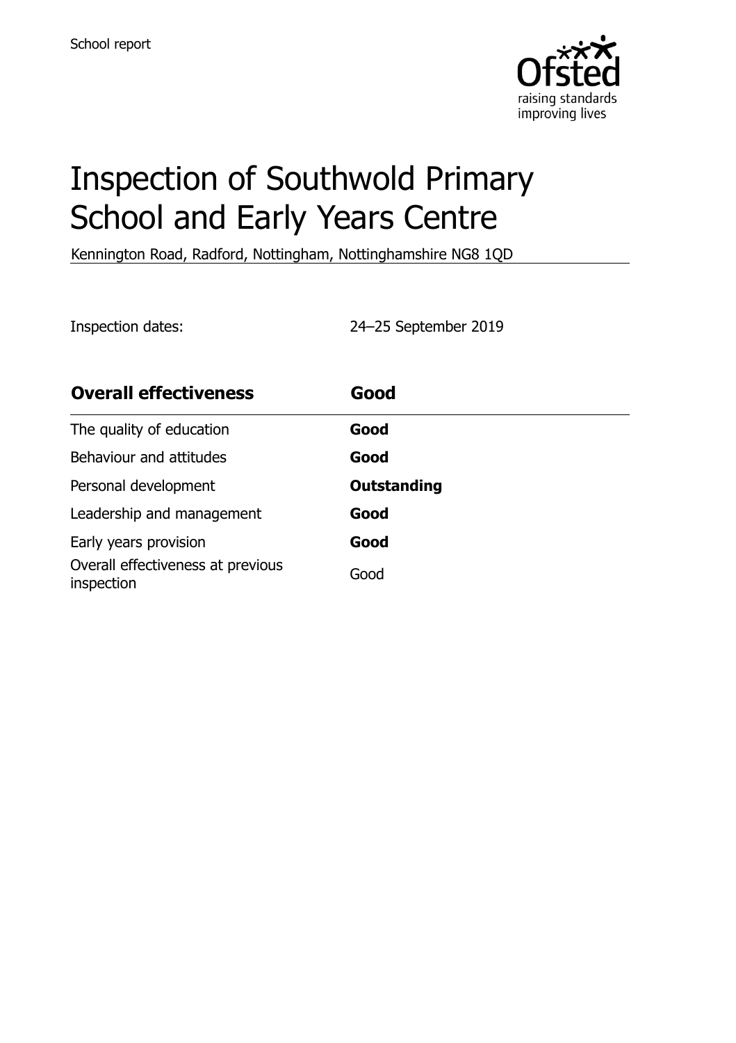School report

# Inspection of Southwold Primary School and Early Years Centre

Kennington Road, Radford, Nottingham, Nottinghamshire NG8 1QD

Inspection dates: 24–25 September 2019

| **Overall effectiveness** | **Good** |
| --- | --- |
| The quality of education | **Good** |
| Behaviour and attitudes | **Good** |
| Personal development | **Outstanding** |
| Leadership and management | **Good** |
| Early years provision | **Good** |
| Overall effectiveness at previous inspection | Good |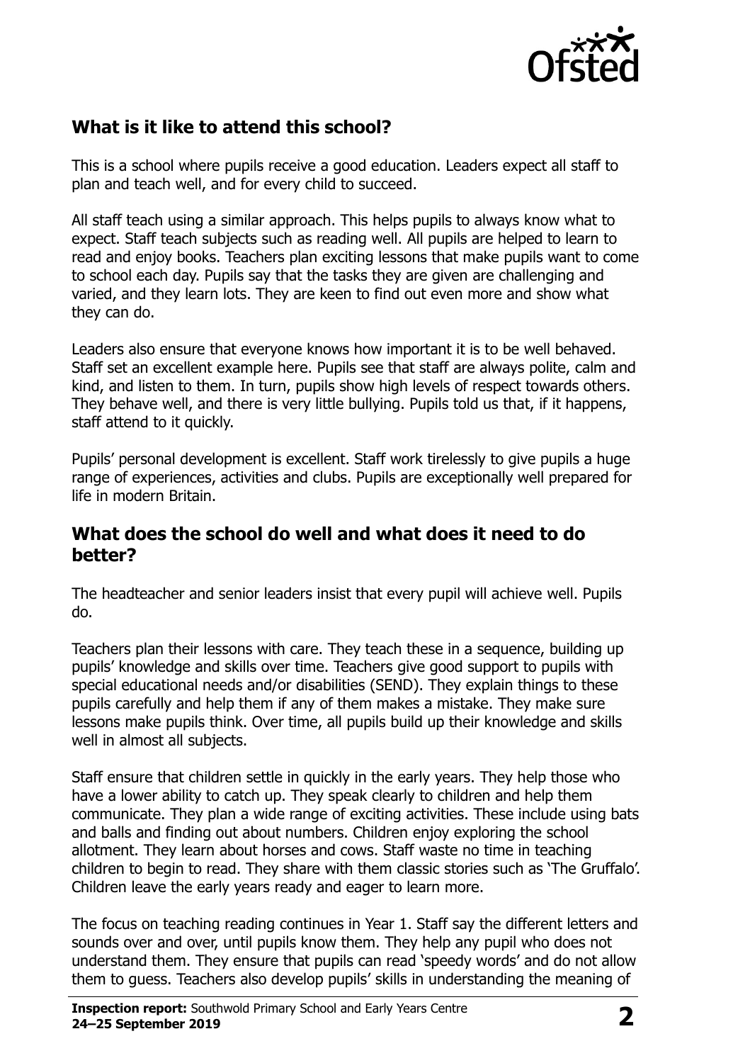## What is it like to attend this school?

This is a school where pupils receive a good education. Leaders expect all staff to plan and teach well, and for every child to succeed.

All staff teach using a similar approach. This helps pupils to always know what to expect. Staff teach subjects such as reading well. All pupils are helped to learn to read and enjoy books. Teachers plan exciting lessons that make pupils want to come to school each day. Pupils say that the tasks they are given are challenging and varied, and they learn lots. They are keen to find out even more and show what they can do.

Leaders also ensure that everyone knows how important it is to be well behaved. Staff set an excellent example here. Pupils see that staff are always polite, calm and kind, and listen to them. In turn, pupils show high levels of respect towards others. They behave well, and there is very little bullying. Pupils told us that, if it happens, staff attend to it quickly.

Pupils' personal development is excellent. Staff work tirelessly to give pupils a huge range of experiences, activities and clubs. Pupils are exceptionally well prepared for life in modern Britain.

## What does the school do well and what does it need to do better?

The headteacher and senior leaders insist that every pupil will achieve well. Pupils do.

Teachers plan their lessons with care. They teach these in a sequence, building up pupils' knowledge and skills over time. Teachers give good support to pupils with special educational needs and/or disabilities (SEND). They explain things to these pupils carefully and help them if any of them makes a mistake. They make sure lessons make pupils think. Over time, all pupils build up their knowledge and skills well in almost all subjects.

Staff ensure that children settle in quickly in the early years. They help those who have a lower ability to catch up. They speak clearly to children and help them communicate. They plan a wide range of exciting activities. These include using bats and balls and finding out about numbers. Children enjoy exploring the school allotment. They learn about horses and cows. Staff waste no time in teaching children to begin to read. They share with them classic stories such as 'The Gruffalo'. Children leave the early years ready and eager to learn more.

The focus on teaching reading continues in Year 1. Staff say the different letters and sounds over and over, until pupils know them. They help any pupil who does not understand them. They ensure that pupils can read 'speedy words' and do not allow them to guess. Teachers also develop pupils' skills in understanding the meaning of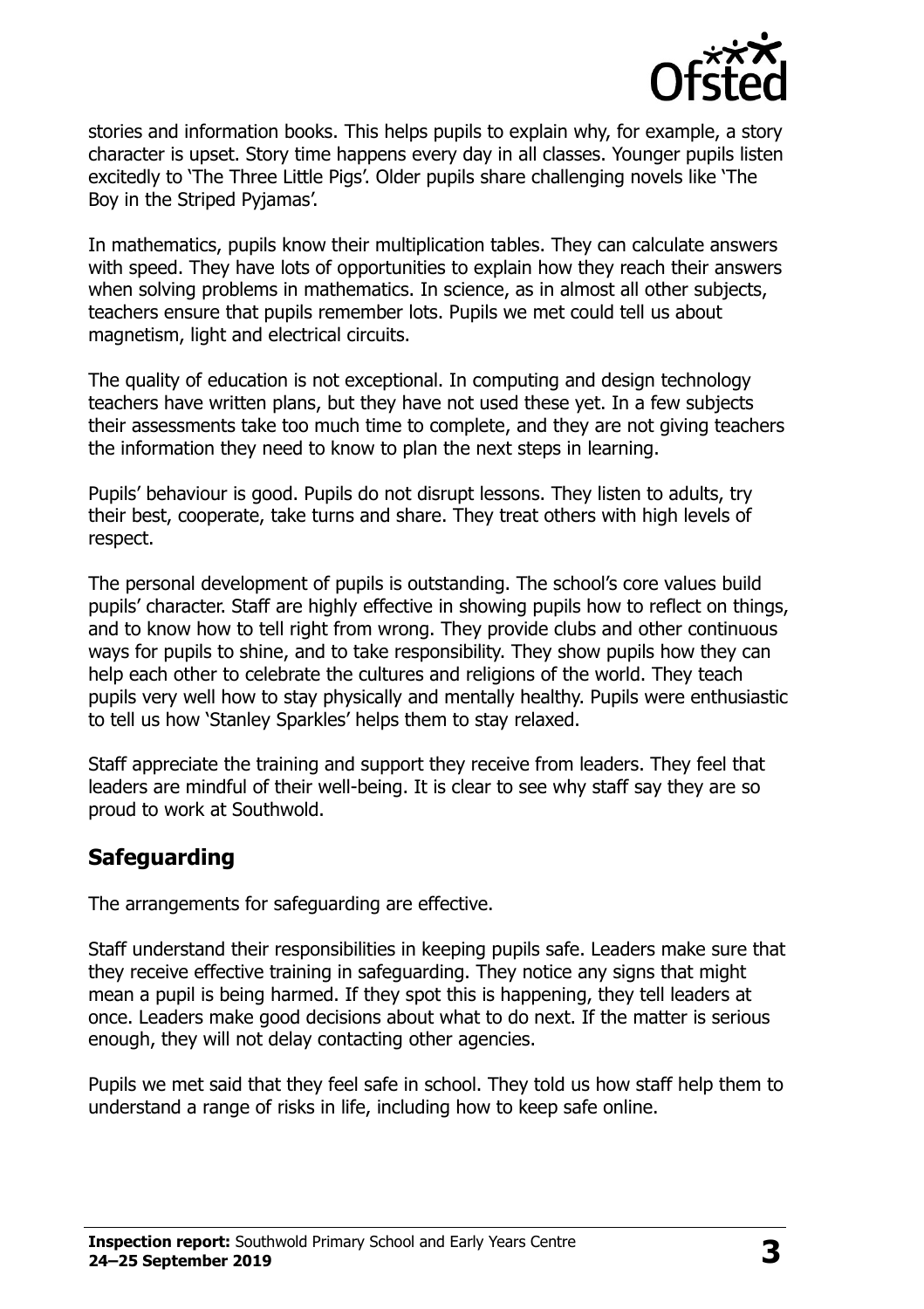stories and information books. This helps pupils to explain why, for example, a story character is upset. Story time happens every day in all classes. Younger pupils listen excitedly to 'The Three Little Pigs'. Older pupils share challenging novels like 'The Boy in the Striped Pyjamas'.

In mathematics, pupils know their multiplication tables. They can calculate answers with speed. They have lots of opportunities to explain how they reach their answers when solving problems in mathematics. In science, as in almost all other subjects, teachers ensure that pupils remember lots. Pupils we met could tell us about magnetism, light and electrical circuits.

The quality of education is not exceptional. In computing and design technology teachers have written plans, but they have not used these yet. In a few subjects their assessments take too much time to complete, and they are not giving teachers the information they need to know to plan the next steps in learning.

Pupils' behaviour is good. Pupils do not disrupt lessons. They listen to adults, try their best, cooperate, take turns and share. They treat others with high levels of respect.

The personal development of pupils is outstanding. The school's core values build pupils' character. Staff are highly effective in showing pupils how to reflect on things, and to know how to tell right from wrong. They provide clubs and other continuous ways for pupils to shine, and to take responsibility. They show pupils how they can help each other to celebrate the cultures and religions of the world. They teach pupils very well how to stay physically and mentally healthy. Pupils were enthusiastic to tell us how 'Stanley Sparkles' helps them to stay relaxed.

Staff appreciate the training and support they receive from leaders. They feel that leaders are mindful of their well-being. It is clear to see why staff say they are so proud to work at Southwold.

## Safeguarding

The arrangements for safeguarding are effective.

Staff understand their responsibilities in keeping pupils safe. Leaders make sure that they receive effective training in safeguarding. They notice any signs that might mean a pupil is being harmed. If they spot this is happening, they tell leaders at once. Leaders make good decisions about what to do next. If the matter is serious enough, they will not delay contacting other agencies.

Pupils we met said that they feel safe in school. They told us how staff help them to understand a range of risks in life, including how to keep safe online.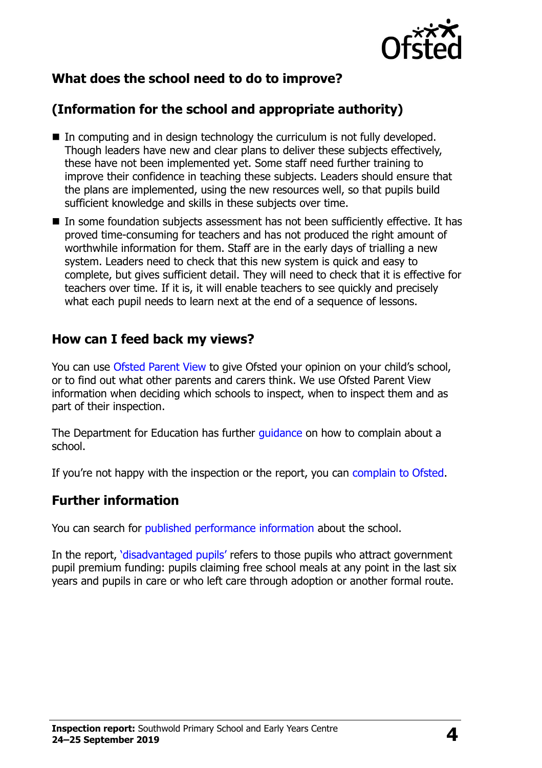## What does the school need to do to improve?

## (Information for the school and appropriate authority)

- In computing and in design technology the curriculum is not fully developed. Though leaders have new and clear plans to deliver these subjects effectively, these have not been implemented yet. Some staff need further training to improve their confidence in teaching these subjects. Leaders should ensure that the plans are implemented, using the new resources well, so that pupils build sufficient knowledge and skills in these subjects over time.
- In some foundation subjects assessment has not been sufficiently effective. It has proved time-consuming for teachers and has not produced the right amount of worthwhile information for them. Staff are in the early days of trialling a new system. Leaders need to check that this new system is quick and easy to complete, but gives sufficient detail. They will need to check that it is effective for teachers over time. If it is, it will enable teachers to see quickly and precisely what each pupil needs to learn next at the end of a sequence of lessons.

## How can I feed back my views?

You can use Ofsted Parent View to give Ofsted your opinion on your child's school, or to find out what other parents and carers think. We use Ofsted Parent View information when deciding which schools to inspect, when to inspect them and as part of their inspection.

The Department for Education has further guidance on how to complain about a school.

If you're not happy with the inspection or the report, you can complain to Ofsted.

## Further information

You can search for published performance information about the school.

In the report, 'disadvantaged pupils' refers to those pupils who attract government pupil premium funding: pupils claiming free school meals at any point in the last six years and pupils in care or who left care through adoption or another formal route.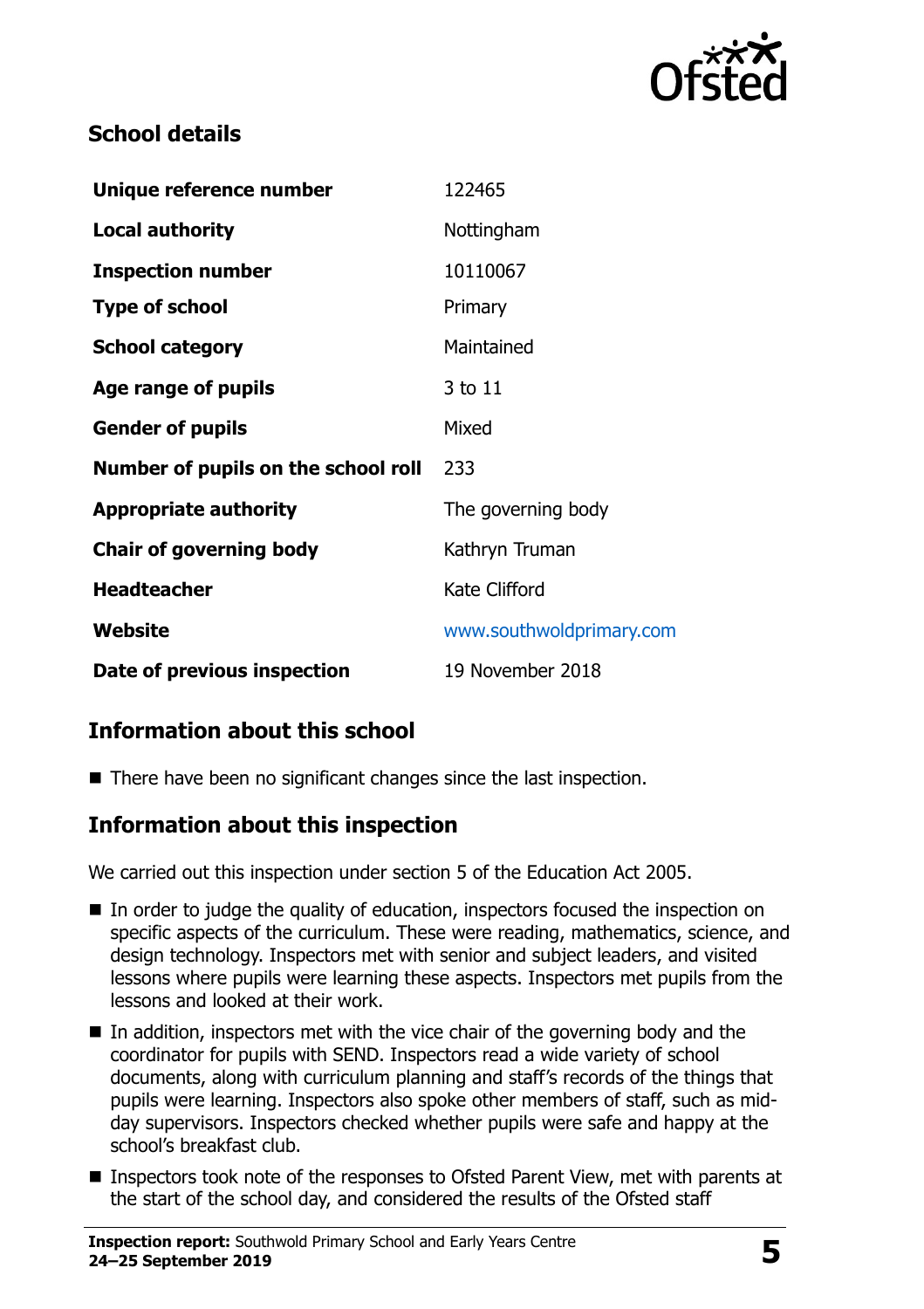## School details

| | |
|---|---|
| **Unique reference number** | 122465 |
| **Local authority** | Nottingham |
| **Inspection number** | 10110067 |
| **Type of school** | Primary |
| **School category** | Maintained |
| **Age range of pupils** | 3 to 11 |
| **Gender of pupils** | Mixed |
| **Number of pupils on the school roll** | 233 |
| **Appropriate authority** | The governing body |
| **Chair of governing body** | Kathryn Truman |
| **Headteacher** | Kate Clifford |
| **Website** | www.southwoldprimary.com |
| **Date of previous inspection** | 19 November 2018 |

## Information about this school

- There have been no significant changes since the last inspection.

## Information about this inspection

We carried out this inspection under section 5 of the Education Act 2005.

- In order to judge the quality of education, inspectors focused the inspection on specific aspects of the curriculum. These were reading, mathematics, science, and design technology. Inspectors met with senior and subject leaders, and visited lessons where pupils were learning these aspects. Inspectors met pupils from the lessons and looked at their work.
- In addition, inspectors met with the vice chair of the governing body and the coordinator for pupils with SEND. Inspectors read a wide variety of school documents, along with curriculum planning and staff's records of the things that pupils were learning. Inspectors also spoke other members of staff, such as mid-day supervisors. Inspectors checked whether pupils were safe and happy at the school's breakfast club.
- Inspectors took note of the responses to Ofsted Parent View, met with parents at the start of the school day, and considered the results of the Ofsted staff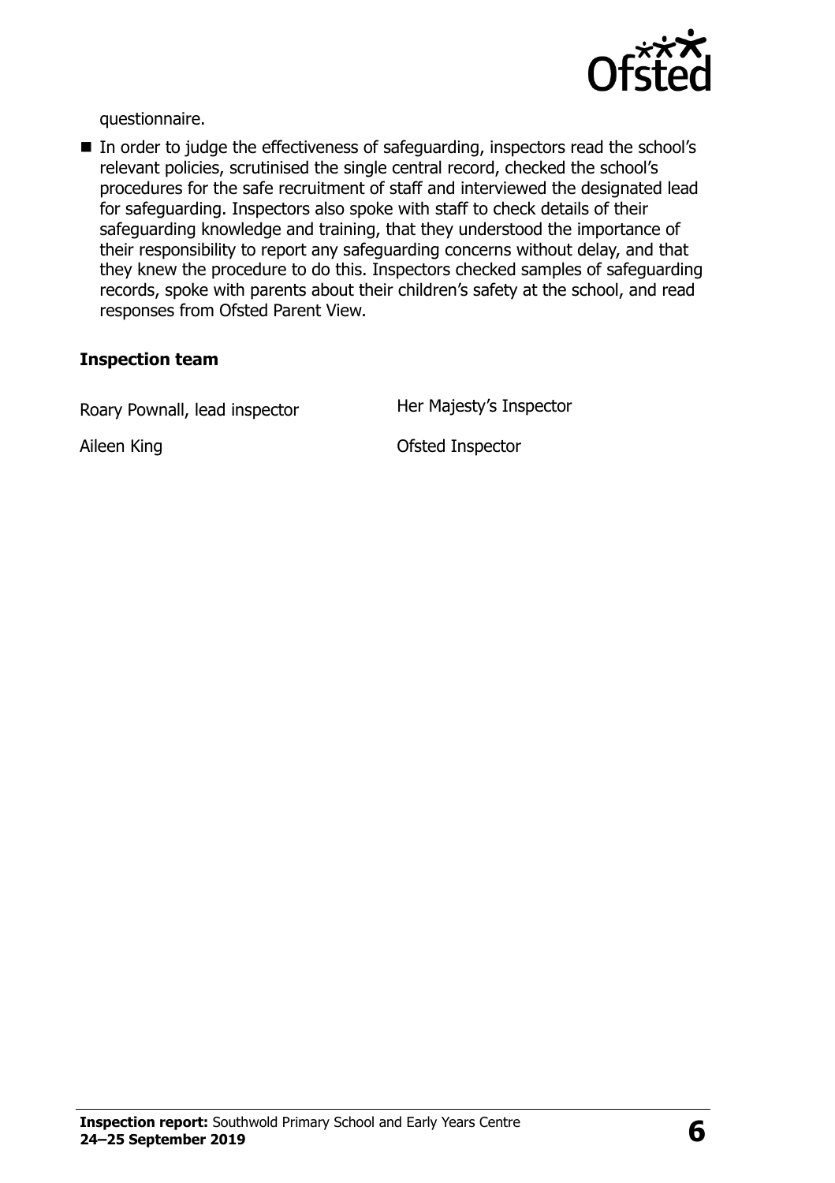questionnaire.

- In order to judge the effectiveness of safeguarding, inspectors read the school's relevant policies, scrutinised the single central record, checked the school's procedures for the safe recruitment of staff and interviewed the designated lead for safeguarding. Inspectors also spoke with staff to check details of their safeguarding knowledge and training, that they understood the importance of their responsibility to report any safeguarding concerns without delay, and that they knew the procedure to do this. Inspectors checked samples of safeguarding records, spoke with parents about their children's safety at the school, and read responses from Ofsted Parent View.

### Inspection team

| | |
|---|---|
| Roary Pownall, lead inspector | Her Majesty's Inspector |
| Aileen King | Ofsted Inspector |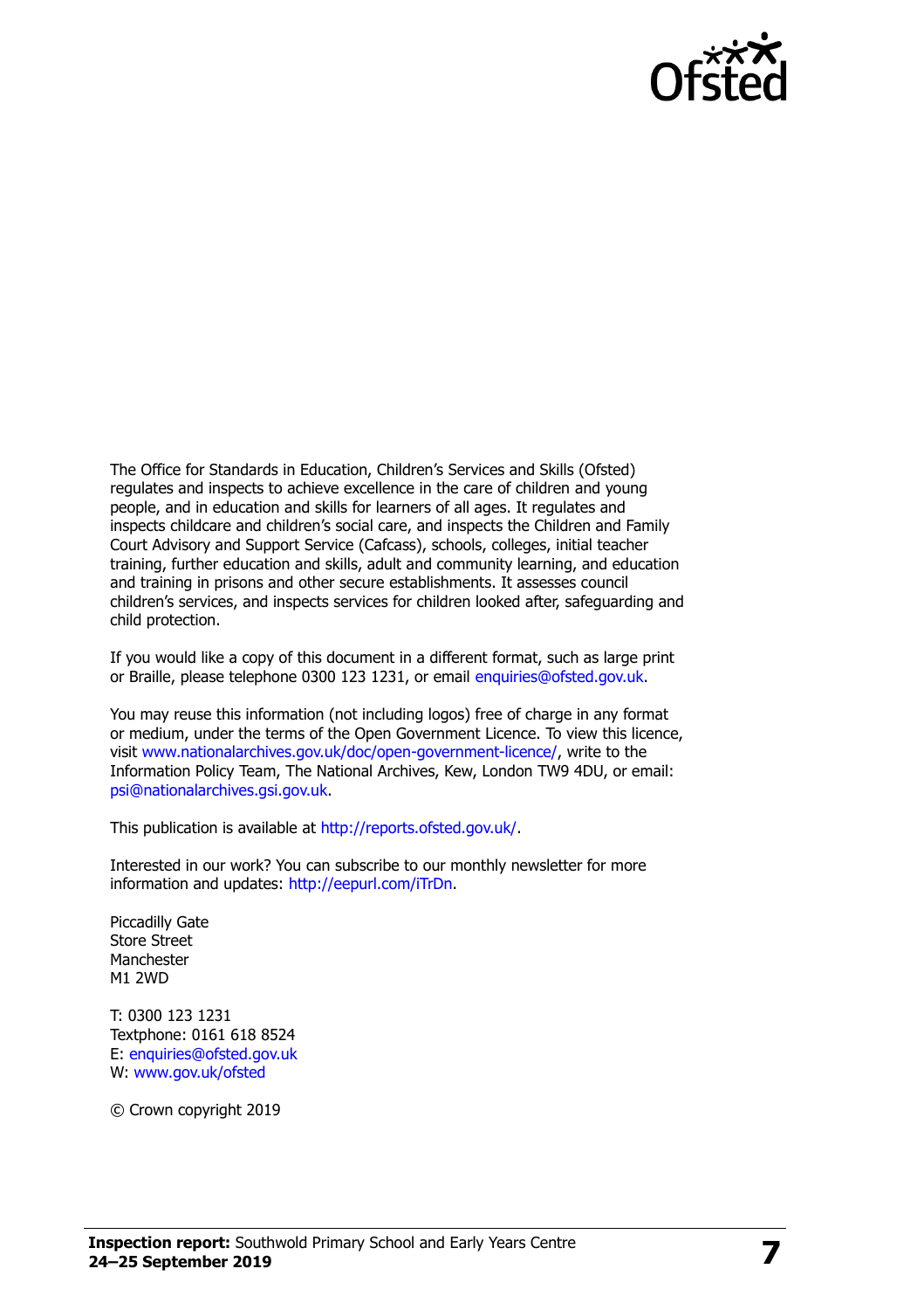The Office for Standards in Education, Children's Services and Skills (Ofsted) regulates and inspects to achieve excellence in the care of children and young people, and in education and skills for learners of all ages. It regulates and inspects childcare and children's social care, and inspects the Children and Family Court Advisory and Support Service (Cafcass), schools, colleges, initial teacher training, further education and skills, adult and community learning, and education and training in prisons and other secure establishments. It assesses council children's services, and inspects services for children looked after, safeguarding and child protection.

If you would like a copy of this document in a different format, such as large print or Braille, please telephone 0300 123 1231, or email enquiries@ofsted.gov.uk.

You may reuse this information (not including logos) free of charge in any format or medium, under the terms of the Open Government Licence. To view this licence, visit www.nationalarchives.gov.uk/doc/open-government-licence/, write to the Information Policy Team, The National Archives, Kew, London TW9 4DU, or email: psi@nationalarchives.gsi.gov.uk.

This publication is available at http://reports.ofsted.gov.uk/.

Interested in our work? You can subscribe to our monthly newsletter for more information and updates: http://eepurl.com/iTrDn.

Piccadilly Gate
Store Street
Manchester
M1 2WD

T: 0300 123 1231
Textphone: 0161 618 8524
E: enquiries@ofsted.gov.uk
W: www.gov.uk/ofsted

© Crown copyright 2019